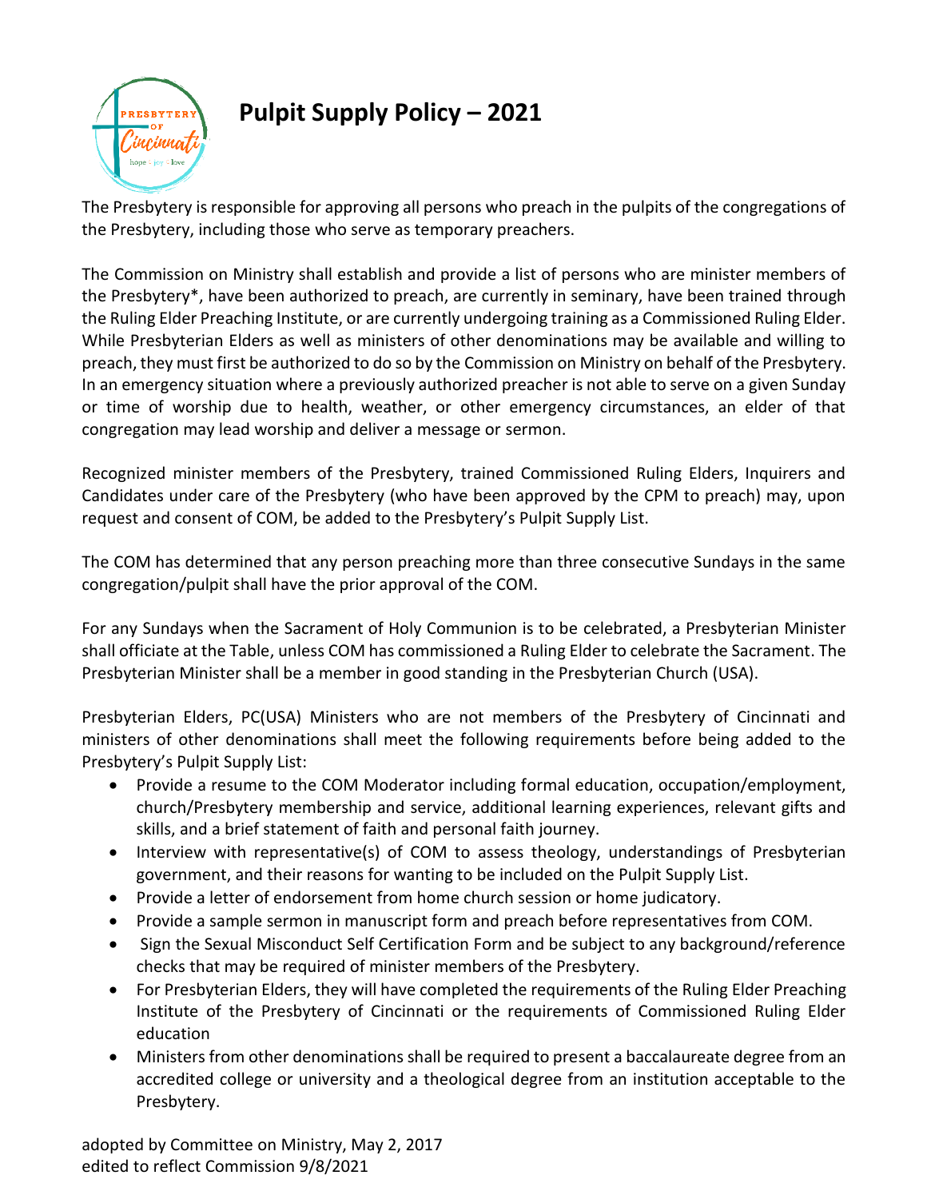# Pulpit Supply Policy – 2021

The Presbytery is responsible for approving all persons who preach in the pulpits of the congregations of the Presbytery, including those who serve as temporary preachers.

The Commission on Ministry shall establish and provide a list of persons who are minister members of the Presbytery*, have been authorized to preach, are currently in seminary, have been trained through the Ruling Elder Preaching Institute, or are currently undergoing training as a Commissioned Ruling Elder. While Presbyterian Elders as well as ministers of other denominations may be available and willing to preach, they must first be authorized to do so by the Commission on Ministry on behalf of the Presbytery. In an emergency situation where a previously authorized preacher is not able to serve on a given Sunday or time of worship due to health, weather, or other emergency circumstances, an elder of that congregation may lead worship and deliver a message or sermon.

Recognized minister members of the Presbytery, trained Commissioned Ruling Elders, Inquirers and Candidates under care of the Presbytery (who have been approved by the CPM to preach) may, upon request and consent of COM, be added to the Presbytery's Pulpit Supply List.

The COM has determined that any person preaching more than three consecutive Sundays in the same congregation/pulpit shall have the prior approval of the COM.

For any Sundays when the Sacrament of Holy Communion is to be celebrated, a Presbyterian Minister shall officiate at the Table, unless COM has commissioned a Ruling Elder to celebrate the Sacrament. The Presbyterian Minister shall be a member in good standing in the Presbyterian Church (USA).

Presbyterian Elders, PC(USA) Ministers who are not members of the Presbytery of Cincinnati and ministers of other denominations shall meet the following requirements before being added to the Presbytery's Pulpit Supply List:

- Provide a resume to the COM Moderator including formal education, occupation/employment, church/Presbytery membership and service, additional learning experiences, relevant gifts and skills, and a brief statement of faith and personal faith journey.
- Interview with representative(s) of COM to assess theology, understandings of Presbyterian government, and their reasons for wanting to be included on the Pulpit Supply List.
- Provide a letter of endorsement from home church session or home judicatory.
- Provide a sample sermon in manuscript form and preach before representatives from COM.
- Sign the Sexual Misconduct Self Certification Form and be subject to any background/reference checks that may be required of minister members of the Presbytery.
- For Presbyterian Elders, they will have completed the requirements of the Ruling Elder Preaching Institute of the Presbytery of Cincinnati or the requirements of Commissioned Ruling Elder education
- Ministers from other denominations shall be required to present a baccalaureate degree from an accredited college or university and a theological degree from an institution acceptable to the Presbytery.

adopted by Committee on Ministry, May 2, 2017
edited to reflect Commission 9/8/2021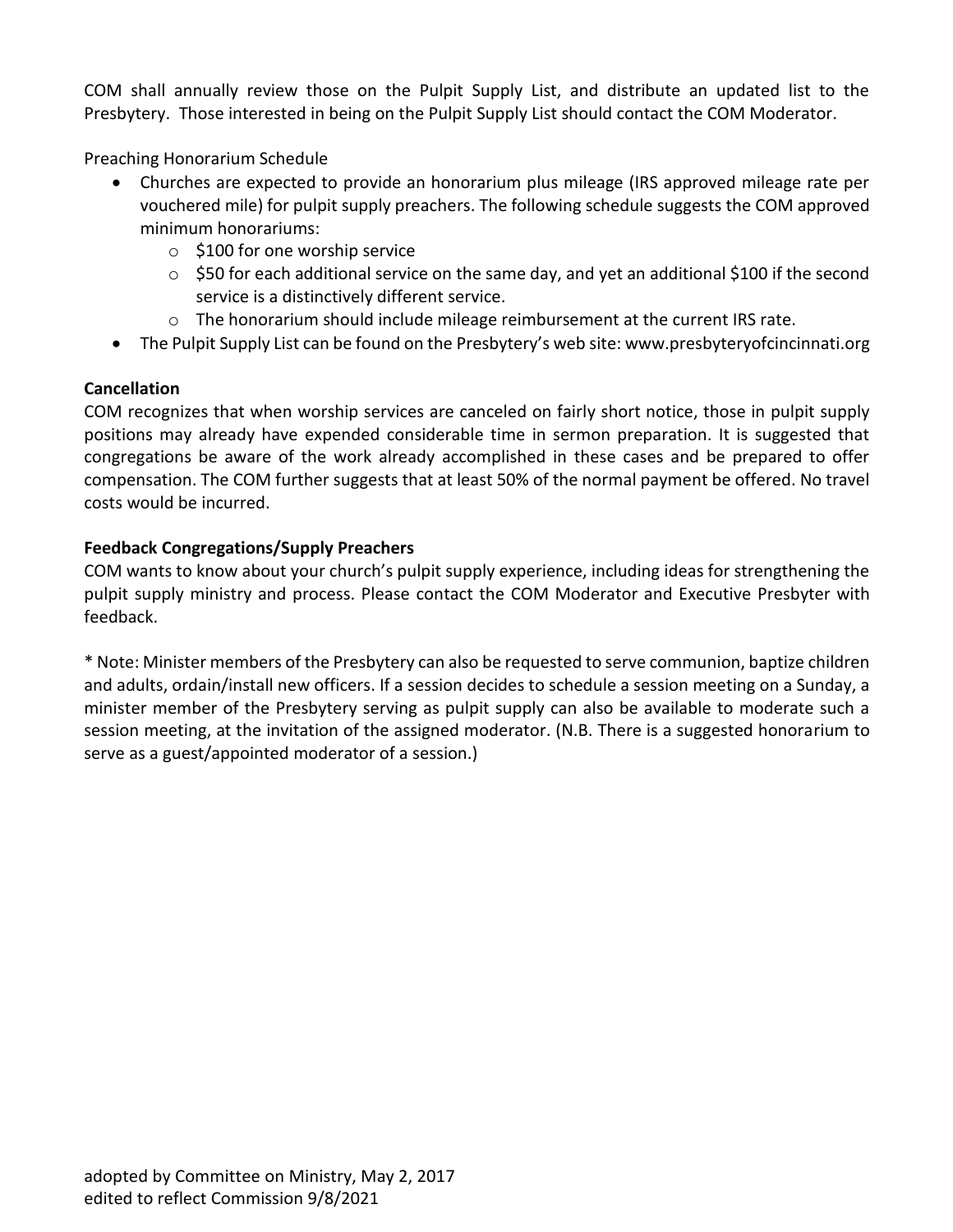COM shall annually review those on the Pulpit Supply List, and distribute an updated list to the Presbytery. Those interested in being on the Pulpit Supply List should contact the COM Moderator.

Preaching Honorarium Schedule

- Churches are expected to provide an honorarium plus mileage (IRS approved mileage rate per vouchered mile) for pulpit supply preachers. The following schedule suggests the COM approved minimum honorariums:
  - $100 for one worship service
  - $50 for each additional service on the same day, and yet an additional $100 if the second service is a distinctively different service.
  - The honorarium should include mileage reimbursement at the current IRS rate.
- The Pulpit Supply List can be found on the Presbytery's web site: www.presbyteryofcincinnati.org

**Cancellation**

COM recognizes that when worship services are canceled on fairly short notice, those in pulpit supply positions may already have expended considerable time in sermon preparation. It is suggested that congregations be aware of the work already accomplished in these cases and be prepared to offer compensation. The COM further suggests that at least 50% of the normal payment be offered. No travel costs would be incurred.

**Feedback Congregations/Supply Preachers**

COM wants to know about your church's pulpit supply experience, including ideas for strengthening the pulpit supply ministry and process. Please contact the COM Moderator and Executive Presbyter with feedback.

* Note: Minister members of the Presbytery can also be requested to serve communion, baptize children and adults, ordain/install new officers. If a session decides to schedule a session meeting on a Sunday, a minister member of the Presbytery serving as pulpit supply can also be available to moderate such a session meeting, at the invitation of the assigned moderator. (N.B. There is a suggested honorarium to serve as a guest/appointed moderator of a session.)

adopted by Committee on Ministry, May 2, 2017
edited to reflect Commission 9/8/2021